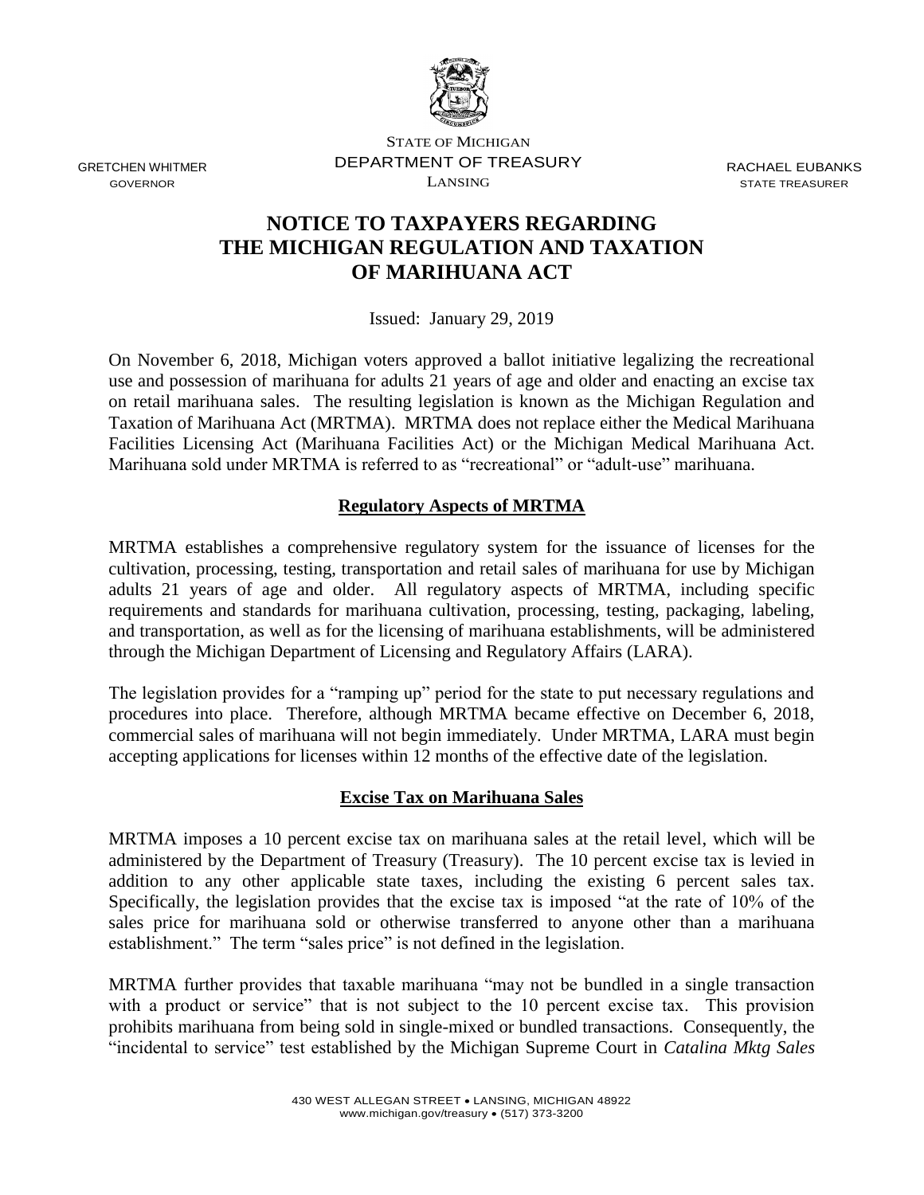STATE OF MICHIGAN
DEPARTMENT OF TREASURY
LANSING

GRETCHEN WHITMER
GOVERNOR

RACHAEL EUBANKS
STATE TREASURER

# NOTICE TO TAXPAYERS REGARDING THE MICHIGAN REGULATION AND TAXATION OF MARIHUANA ACT

Issued: January 29, 2019

On November 6, 2018, Michigan voters approved a ballot initiative legalizing the recreational use and possession of marihuana for adults 21 years of age and older and enacting an excise tax on retail marihuana sales. The resulting legislation is known as the Michigan Regulation and Taxation of Marihuana Act (MRTMA). MRTMA does not replace either the Medical Marihuana Facilities Licensing Act (Marihuana Facilities Act) or the Michigan Medical Marihuana Act. Marihuana sold under MRTMA is referred to as "recreational" or "adult-use" marihuana.

## Regulatory Aspects of MRTMA

MRTMA establishes a comprehensive regulatory system for the issuance of licenses for the cultivation, processing, testing, transportation and retail sales of marihuana for use by Michigan adults 21 years of age and older. All regulatory aspects of MRTMA, including specific requirements and standards for marihuana cultivation, processing, testing, packaging, labeling, and transportation, as well as for the licensing of marihuana establishments, will be administered through the Michigan Department of Licensing and Regulatory Affairs (LARA).

The legislation provides for a "ramping up" period for the state to put necessary regulations and procedures into place. Therefore, although MRTMA became effective on December 6, 2018, commercial sales of marihuana will not begin immediately. Under MRTMA, LARA must begin accepting applications for licenses within 12 months of the effective date of the legislation.

## Excise Tax on Marihuana Sales

MRTMA imposes a 10 percent excise tax on marihuana sales at the retail level, which will be administered by the Department of Treasury (Treasury). The 10 percent excise tax is levied in addition to any other applicable state taxes, including the existing 6 percent sales tax. Specifically, the legislation provides that the excise tax is imposed "at the rate of 10% of the sales price for marihuana sold or otherwise transferred to anyone other than a marihuana establishment." The term "sales price" is not defined in the legislation.

MRTMA further provides that taxable marihuana "may not be bundled in a single transaction with a product or service" that is not subject to the 10 percent excise tax. This provision prohibits marihuana from being sold in single-mixed or bundled transactions. Consequently, the "incidental to service" test established by the Michigan Supreme Court in *Catalina Mktg Sales*

430 WEST ALLEGAN STREET • LANSING, MICHIGAN 48922
www.michigan.gov/treasury • (517) 373-3200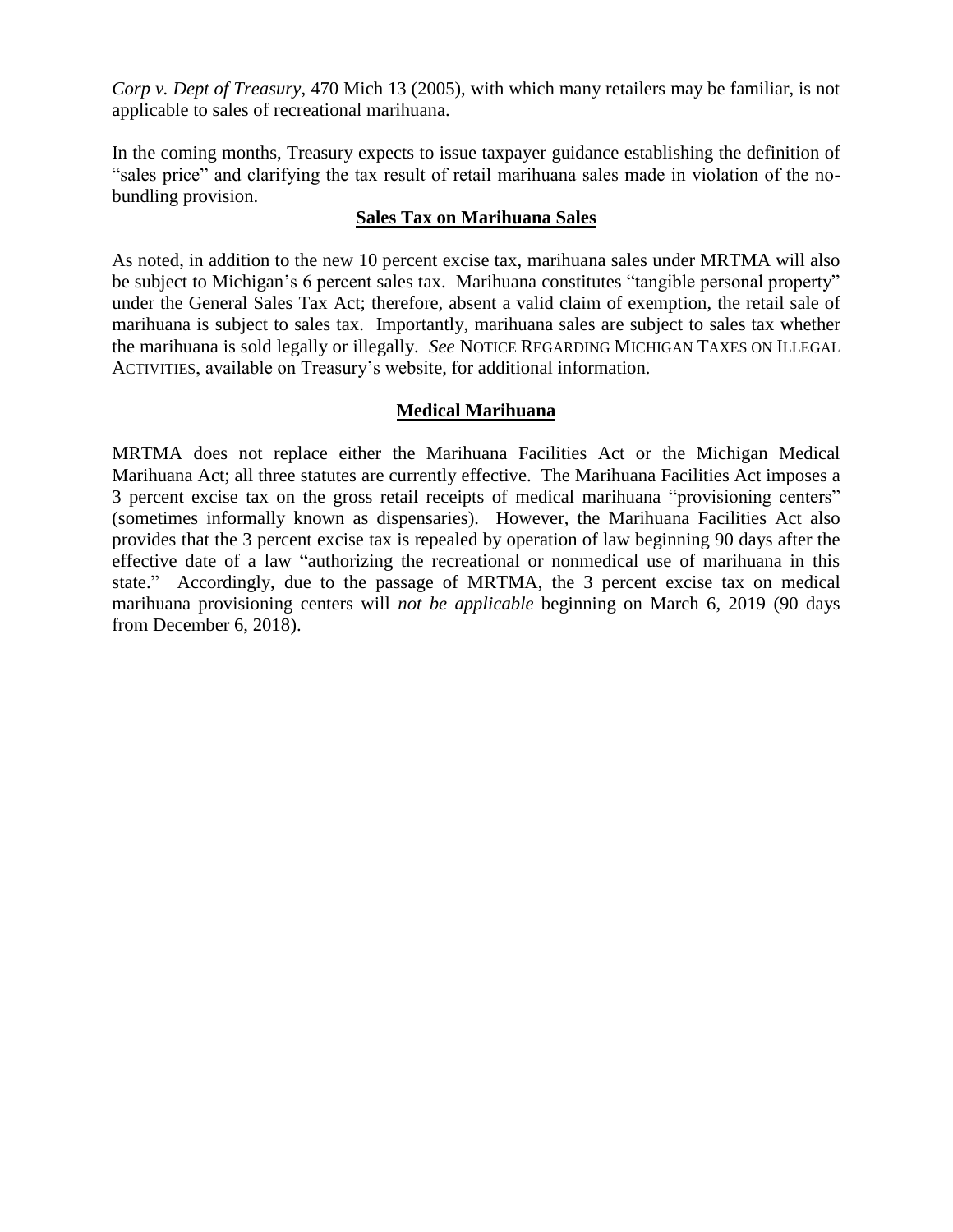*Corp v. Dept of Treasury*, 470 Mich 13 (2005), with which many retailers may be familiar, is not applicable to sales of recreational marihuana.

In the coming months, Treasury expects to issue taxpayer guidance establishing the definition of "sales price" and clarifying the tax result of retail marihuana sales made in violation of the no-bundling provision.

## **Sales Tax on Marihuana Sales**

As noted, in addition to the new 10 percent excise tax, marihuana sales under MRTMA will also be subject to Michigan's 6 percent sales tax. Marihuana constitutes "tangible personal property" under the General Sales Tax Act; therefore, absent a valid claim of exemption, the retail sale of marihuana is subject to sales tax. Importantly, marihuana sales are subject to sales tax whether the marihuana is sold legally or illegally. *See* NOTICE REGARDING MICHIGAN TAXES ON ILLEGAL ACTIVITIES, available on Treasury's website, for additional information.

## **Medical Marihuana**

MRTMA does not replace either the Marihuana Facilities Act or the Michigan Medical Marihuana Act; all three statutes are currently effective. The Marihuana Facilities Act imposes a 3 percent excise tax on the gross retail receipts of medical marihuana "provisioning centers" (sometimes informally known as dispensaries). However, the Marihuana Facilities Act also provides that the 3 percent excise tax is repealed by operation of law beginning 90 days after the effective date of a law "authorizing the recreational or nonmedical use of marihuana in this state." Accordingly, due to the passage of MRTMA, the 3 percent excise tax on medical marihuana provisioning centers will *not be applicable* beginning on March 6, 2019 (90 days from December 6, 2018).